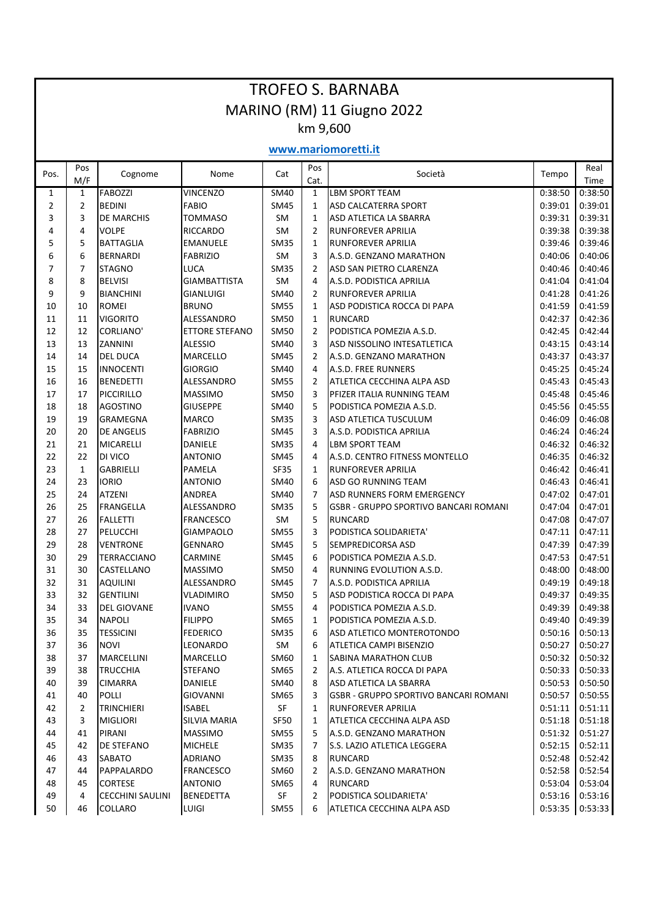# TROFEO S. BARNABA

## MARINO (RM) 11 Giugno 2022

### km 9,600

**www.mariomoretti.it**

| Pos. | Pos M/F | Cognome | Nome | Cat | Pos Cat. | Società | Tempo | Real Time |
|---|---|---|---|---|---|---|---|---|
| 1 | 1 | FABOZZI | VINCENZO | SM40 | 1 | LBM SPORT TEAM | 0:38:50 | 0:38:50 |
| 2 | 2 | BEDINI | FABIO | SM45 | 1 | ASD CALCATERRA SPORT | 0:39:01 | 0:39:01 |
| 3 | 3 | DE MARCHIS | TOMMASO | SM | 1 | ASD ATLETICA LA SBARRA | 0:39:31 | 0:39:31 |
| 4 | 4 | VOLPE | RICCARDO | SM | 2 | RUNFOREVER APRILIA | 0:39:38 | 0:39:38 |
| 5 | 5 | BATTAGLIA | EMANUELE | SM35 | 1 | RUNFOREVER APRILIA | 0:39:46 | 0:39:46 |
| 6 | 6 | BERNARDI | FABRIZIO | SM | 3 | A.S.D. GENZANO MARATHON | 0:40:06 | 0:40:06 |
| 7 | 7 | STAGNO | LUCA | SM35 | 2 | ASD SAN PIETRO CLARENZA | 0:40:46 | 0:40:46 |
| 8 | 8 | BELVISI | GIAMBATTISTA | SM | 4 | A.S.D. PODISTICA APRILIA | 0:41:04 | 0:41:04 |
| 9 | 9 | BIANCHINI | GIANLUIGI | SM40 | 2 | RUNFOREVER APRILIA | 0:41:28 | 0:41:26 |
| 10 | 10 | ROMEI | BRUNO | SM55 | 1 | ASD PODISTICA ROCCA DI PAPA | 0:41:59 | 0:41:59 |
| 11 | 11 | VIGORITO | ALESSANDRO | SM50 | 1 | RUNCARD | 0:42:37 | 0:42:36 |
| 12 | 12 | CORLIANO' | ETTORE STEFANO | SM50 | 2 | PODISTICA POMEZIA A.S.D. | 0:42:45 | 0:42:44 |
| 13 | 13 | ZANNINI | ALESSIO | SM40 | 3 | ASD NISSOLINO INTESATLETICA | 0:43:15 | 0:43:14 |
| 14 | 14 | DEL DUCA | MARCELLO | SM45 | 2 | A.S.D. GENZANO MARATHON | 0:43:37 | 0:43:37 |
| 15 | 15 | INNOCENTI | GIORGIO | SM40 | 4 | A.S.D. FREE RUNNERS | 0:45:25 | 0:45:24 |
| 16 | 16 | BENEDETTI | ALESSANDRO | SM55 | 2 | ATLETICA CECCHINA ALPA ASD | 0:45:43 | 0:45:43 |
| 17 | 17 | PICCIRILLO | MASSIMO | SM50 | 3 | PFIZER ITALIA RUNNING TEAM | 0:45:48 | 0:45:46 |
| 18 | 18 | AGOSTINO | GIUSEPPE | SM40 | 5 | PODISTICA POMEZIA A.S.D. | 0:45:56 | 0:45:55 |
| 19 | 19 | GRAMEGNA | MARCO | SM35 | 3 | ASD ATLETICA TUSCULUM | 0:46:09 | 0:46:08 |
| 20 | 20 | DE ANGELIS | FABRIZIO | SM45 | 3 | A.S.D. PODISTICA APRILIA | 0:46:24 | 0:46:24 |
| 21 | 21 | MICARELLI | DANIELE | SM35 | 4 | LBM SPORT TEAM | 0:46:32 | 0:46:32 |
| 22 | 22 | DI VICO | ANTONIO | SM45 | 4 | A.S.D. CENTRO FITNESS MONTELLO | 0:46:35 | 0:46:32 |
| 23 | 1 | GABRIELLI | PAMELA | SF35 | 1 | RUNFOREVER APRILIA | 0:46:42 | 0:46:41 |
| 24 | 23 | IORIO | ANTONIO | SM40 | 6 | ASD GO RUNNING TEAM | 0:46:43 | 0:46:41 |
| 25 | 24 | ATZENI | ANDREA | SM40 | 7 | ASD RUNNERS FORM EMERGENCY | 0:47:02 | 0:47:01 |
| 26 | 25 | FRANGELLA | ALESSANDRO | SM35 | 5 | GSBR - GRUPPO SPORTIVO BANCARI ROMANI | 0:47:04 | 0:47:01 |
| 27 | 26 | FALLETTI | FRANCESCO | SM | 5 | RUNCARD | 0:47:08 | 0:47:07 |
| 28 | 27 | PELUCCHI | GIAMPAOLO | SM55 | 3 | PODISTICA SOLIDARIETA' | 0:47:11 | 0:47:11 |
| 29 | 28 | VENTRONE | GENNARO | SM45 | 5 | SEMPREDICORSA ASD | 0:47:39 | 0:47:39 |
| 30 | 29 | TERRACCIANO | CARMINE | SM45 | 6 | PODISTICA POMEZIA A.S.D. | 0:47:53 | 0:47:51 |
| 31 | 30 | CASTELLANO | MASSIMO | SM50 | 4 | RUNNING EVOLUTION A.S.D. | 0:48:00 | 0:48:00 |
| 32 | 31 | AQUILINI | ALESSANDRO | SM45 | 7 | A.S.D. PODISTICA APRILIA | 0:49:19 | 0:49:18 |
| 33 | 32 | GENTILINI | VLADIMIRO | SM50 | 5 | ASD PODISTICA ROCCA DI PAPA | 0:49:37 | 0:49:35 |
| 34 | 33 | DEL GIOVANE | IVANO | SM55 | 4 | PODISTICA POMEZIA A.S.D. | 0:49:39 | 0:49:38 |
| 35 | 34 | NAPOLI | FILIPPO | SM65 | 1 | PODISTICA POMEZIA A.S.D. | 0:49:40 | 0:49:39 |
| 36 | 35 | TESSICINI | FEDERICO | SM35 | 6 | ASD ATLETICO MONTEROTONDO | 0:50:16 | 0:50:13 |
| 37 | 36 | NOVI | LEONARDO | SM | 6 | ATLETICA CAMPI BISENZIO | 0:50:27 | 0:50:27 |
| 38 | 37 | MARCELLINI | MARCELLO | SM60 | 1 | SABINA MARATHON CLUB | 0:50:32 | 0:50:32 |
| 39 | 38 | TRUCCHIA | STEFANO | SM65 | 2 | A.S. ATLETICA ROCCA DI PAPA | 0:50:33 | 0:50:33 |
| 40 | 39 | CIMARRA | DANIELE | SM40 | 8 | ASD ATLETICA LA SBARRA | 0:50:53 | 0:50:50 |
| 41 | 40 | POLLI | GIOVANNI | SM65 | 3 | GSBR - GRUPPO SPORTIVO BANCARI ROMANI | 0:50:57 | 0:50:55 |
| 42 | 2 | TRINCHIERI | ISABEL | SF | 1 | RUNFOREVER APRILIA | 0:51:11 | 0:51:11 |
| 43 | 3 | MIGLIORI | SILVIA MARIA | SF50 | 1 | ATLETICA CECCHINA ALPA ASD | 0:51:18 | 0:51:18 |
| 44 | 41 | PIRANI | MASSIMO | SM55 | 5 | A.S.D. GENZANO MARATHON | 0:51:32 | 0:51:27 |
| 45 | 42 | DE STEFANO | MICHELE | SM35 | 7 | S.S. LAZIO ATLETICA LEGGERA | 0:52:15 | 0:52:11 |
| 46 | 43 | SABATO | ADRIANO | SM35 | 8 | RUNCARD | 0:52:48 | 0:52:42 |
| 47 | 44 | PAPPALARDO | FRANCESCO | SM60 | 2 | A.S.D. GENZANO MARATHON | 0:52:58 | 0:52:54 |
| 48 | 45 | CORTESE | ANTONIO | SM65 | 4 | RUNCARD | 0:53:04 | 0:53:04 |
| 49 | 4 | CECCHINI SAULINI | BENEDETTA | SF | 2 | PODISTICA SOLIDARIETA' | 0:53:16 | 0:53:16 |
| 50 | 46 | COLLARO | LUIGI | SM55 | 6 | ATLETICA CECCHINA ALPA ASD | 0:53:35 | 0:53:33 |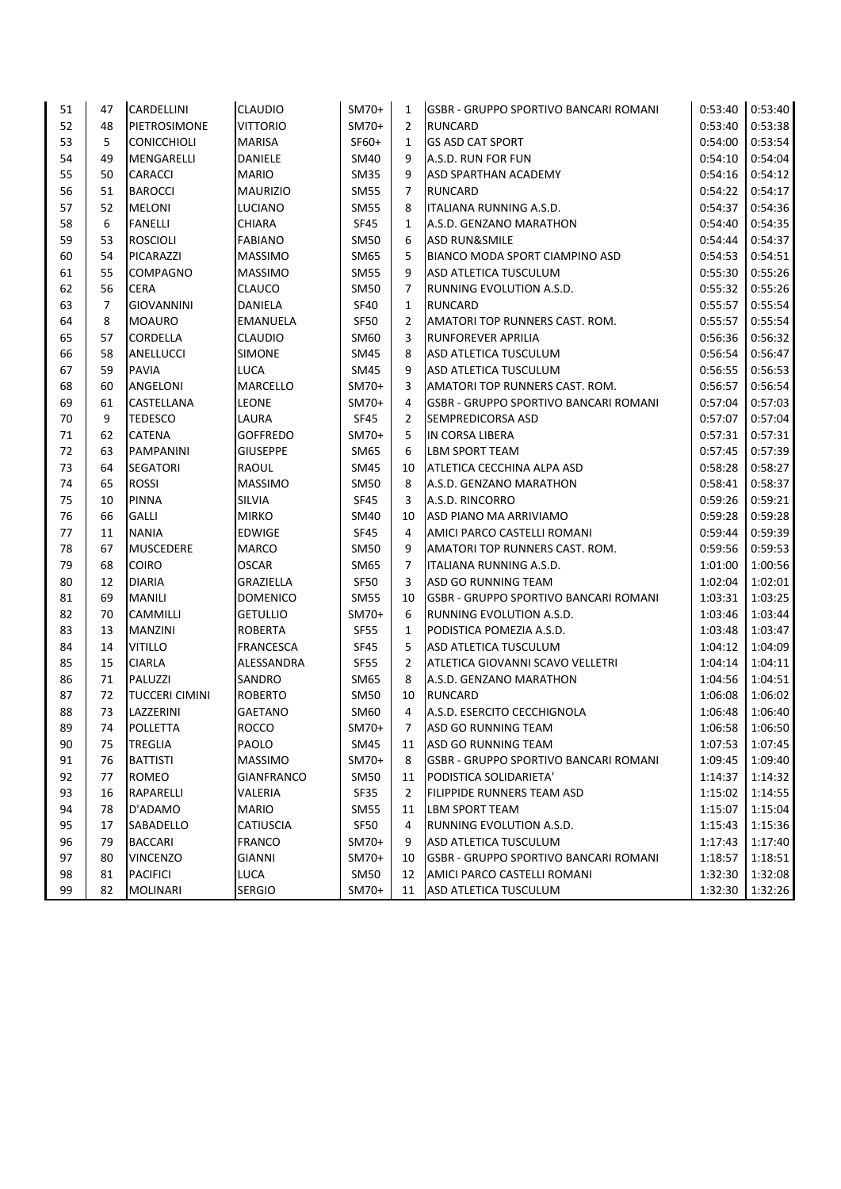| | | | | | | | | |
|---|---|---|---|---|---|---|---|---|
| 51 | 47 | CARDELLINI | CLAUDIO | SM70+ | 1 | GSBR - GRUPPO SPORTIVO BANCARI ROMANI | 0:53:40 | 0:53:40 |
| 52 | 48 | PIETROSIMONE | VITTORIO | SM70+ | 2 | RUNCARD | 0:53:40 | 0:53:38 |
| 53 | 5 | CONICCHIOLI | MARISA | SF60+ | 1 | GS ASD CAT SPORT | 0:54:00 | 0:53:54 |
| 54 | 49 | MENGARELLI | DANIELE | SM40 | 9 | A.S.D. RUN FOR FUN | 0:54:10 | 0:54:04 |
| 55 | 50 | CARACCI | MARIO | SM35 | 9 | ASD SPARTHAN ACADEMY | 0:54:16 | 0:54:12 |
| 56 | 51 | BAROCCI | MAURIZIO | SM55 | 7 | RUNCARD | 0:54:22 | 0:54:17 |
| 57 | 52 | MELONI | LUCIANO | SM55 | 8 | ITALIANA RUNNING A.S.D. | 0:54:37 | 0:54:36 |
| 58 | 6 | FANELLI | CHIARA | SF45 | 1 | A.S.D. GENZANO MARATHON | 0:54:40 | 0:54:35 |
| 59 | 53 | ROSCIOLI | FABIANO | SM50 | 6 | ASD RUN&SMILE | 0:54:44 | 0:54:37 |
| 60 | 54 | PICARAZZI | MASSIMO | SM65 | 5 | BIANCO MODA SPORT CIAMPINO ASD | 0:54:53 | 0:54:51 |
| 61 | 55 | COMPAGNO | MASSIMO | SM55 | 9 | ASD ATLETICA TUSCULUM | 0:55:30 | 0:55:26 |
| 62 | 56 | CERA | CLAUCO | SM50 | 7 | RUNNING EVOLUTION A.S.D. | 0:55:32 | 0:55:26 |
| 63 | 7 | GIOVANNINI | DANIELA | SF40 | 1 | RUNCARD | 0:55:57 | 0:55:54 |
| 64 | 8 | MOAURO | EMANUELA | SF50 | 2 | AMATORI TOP RUNNERS CAST. ROM. | 0:55:57 | 0:55:54 |
| 65 | 57 | CORDELLA | CLAUDIO | SM60 | 3 | RUNFOREVER APRILIA | 0:56:36 | 0:56:32 |
| 66 | 58 | ANELLUCCI | SIMONE | SM45 | 8 | ASD ATLETICA TUSCULUM | 0:56:54 | 0:56:47 |
| 67 | 59 | PAVIA | LUCA | SM45 | 9 | ASD ATLETICA TUSCULUM | 0:56:55 | 0:56:53 |
| 68 | 60 | ANGELONI | MARCELLO | SM70+ | 3 | AMATORI TOP RUNNERS CAST. ROM. | 0:56:57 | 0:56:54 |
| 69 | 61 | CASTELLANA | LEONE | SM70+ | 4 | GSBR - GRUPPO SPORTIVO BANCARI ROMANI | 0:57:04 | 0:57:03 |
| 70 | 9 | TEDESCO | LAURA | SF45 | 2 | SEMPREDICORSA ASD | 0:57:07 | 0:57:04 |
| 71 | 62 | CATENA | GOFFREDO | SM70+ | 5 | IN CORSA LIBERA | 0:57:31 | 0:57:31 |
| 72 | 63 | PAMPANINI | GIUSEPPE | SM65 | 6 | LBM SPORT TEAM | 0:57:45 | 0:57:39 |
| 73 | 64 | SEGATORI | RAOUL | SM45 | 10 | ATLETICA CECCHINA ALPA ASD | 0:58:28 | 0:58:27 |
| 74 | 65 | ROSSI | MASSIMO | SM50 | 8 | A.S.D. GENZANO MARATHON | 0:58:41 | 0:58:37 |
| 75 | 10 | PINNA | SILVIA | SF45 | 3 | A.S.D. RINCORRO | 0:59:26 | 0:59:21 |
| 76 | 66 | GALLI | MIRKO | SM40 | 10 | ASD PIANO MA ARRIVIAMO | 0:59:28 | 0:59:28 |
| 77 | 11 | NANIA | EDWIGE | SF45 | 4 | AMICI PARCO CASTELLI ROMANI | 0:59:44 | 0:59:39 |
| 78 | 67 | MUSCEDERE | MARCO | SM50 | 9 | AMATORI TOP RUNNERS CAST. ROM. | 0:59:56 | 0:59:53 |
| 79 | 68 | COIRO | OSCAR | SM65 | 7 | ITALIANA RUNNING A.S.D. | 1:01:00 | 1:00:56 |
| 80 | 12 | DIARIA | GRAZIELLA | SF50 | 3 | ASD GO RUNNING TEAM | 1:02:04 | 1:02:01 |
| 81 | 69 | MANILI | DOMENICO | SM55 | 10 | GSBR - GRUPPO SPORTIVO BANCARI ROMANI | 1:03:31 | 1:03:25 |
| 82 | 70 | CAMMILLI | GETULLIO | SM70+ | 6 | RUNNING EVOLUTION A.S.D. | 1:03:46 | 1:03:44 |
| 83 | 13 | MANZINI | ROBERTA | SF55 | 1 | PODISTICA POMEZIA A.S.D. | 1:03:48 | 1:03:47 |
| 84 | 14 | VITILLO | FRANCESCA | SF45 | 5 | ASD ATLETICA TUSCULUM | 1:04:12 | 1:04:09 |
| 85 | 15 | CIARLA | ALESSANDRA | SF55 | 2 | ATLETICA GIOVANNI SCAVO VELLETRI | 1:04:14 | 1:04:11 |
| 86 | 71 | PALUZZI | SANDRO | SM65 | 8 | A.S.D. GENZANO MARATHON | 1:04:56 | 1:04:51 |
| 87 | 72 | TUCCERI CIMINI | ROBERTO | SM50 | 10 | RUNCARD | 1:06:08 | 1:06:02 |
| 88 | 73 | LAZZERINI | GAETANO | SM60 | 4 | A.S.D. ESERCITO CECCHIGNOLA | 1:06:48 | 1:06:40 |
| 89 | 74 | POLLETTA | ROCCO | SM70+ | 7 | ASD GO RUNNING TEAM | 1:06:58 | 1:06:50 |
| 90 | 75 | TREGLIA | PAOLO | SM45 | 11 | ASD GO RUNNING TEAM | 1:07:53 | 1:07:45 |
| 91 | 76 | BATTISTI | MASSIMO | SM70+ | 8 | GSBR - GRUPPO SPORTIVO BANCARI ROMANI | 1:09:45 | 1:09:40 |
| 92 | 77 | ROMEO | GIANFRANCO | SM50 | 11 | PODISTICA SOLIDARIETA' | 1:14:37 | 1:14:32 |
| 93 | 16 | RAPARELLI | VALERIA | SF35 | 2 | FILIPPIDE RUNNERS TEAM ASD | 1:15:02 | 1:14:55 |
| 94 | 78 | D'ADAMO | MARIO | SM55 | 11 | LBM SPORT TEAM | 1:15:07 | 1:15:04 |
| 95 | 17 | SABADELLO | CATIUSCIA | SF50 | 4 | RUNNING EVOLUTION A.S.D. | 1:15:43 | 1:15:36 |
| 96 | 79 | BACCARI | FRANCO | SM70+ | 9 | ASD ATLETICA TUSCULUM | 1:17:43 | 1:17:40 |
| 97 | 80 | VINCENZO | GIANNI | SM70+ | 10 | GSBR - GRUPPO SPORTIVO BANCARI ROMANI | 1:18:57 | 1:18:51 |
| 98 | 81 | PACIFICI | LUCA | SM50 | 12 | AMICI PARCO CASTELLI ROMANI | 1:32:30 | 1:32:08 |
| 99 | 82 | MOLINARI | SERGIO | SM70+ | 11 | ASD ATLETICA TUSCULUM | 1:32:30 | 1:32:26 |